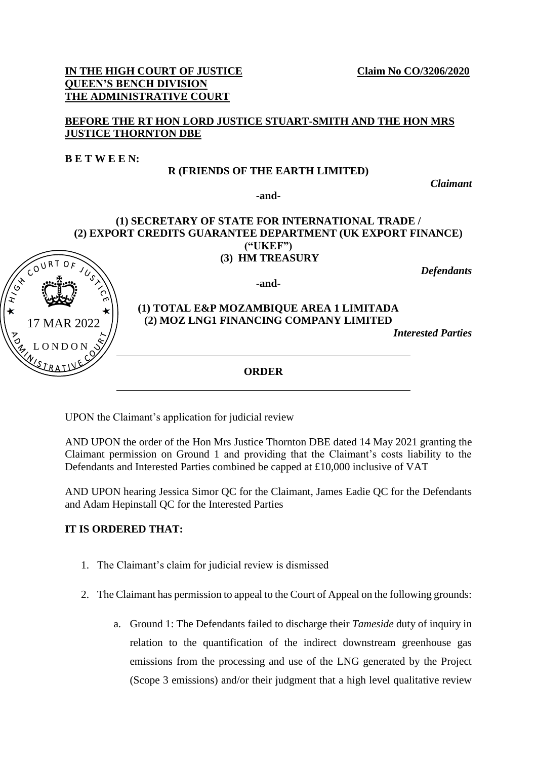**IN THE HIGH COURT OF JUSTICE** **Claim No CO/3206/2020**
**QUEEN'S BENCH DIVISION**
**THE ADMINISTRATIVE COURT**

**BEFORE THE RT HON LORD JUSTICE STUART-SMITH AND THE HON MRS JUSTICE THORNTON DBE**

**B E T W E E N:**

**R (FRIENDS OF THE EARTH LIMITED)**

*Claimant*

**-and-**

**(1) SECRETARY OF STATE FOR INTERNATIONAL TRADE /**
**(2) EXPORT CREDITS GUARANTEE DEPARTMENT (UK EXPORT FINANCE) ("UKEF")**
**(3) HM TREASURY**

*Defendants*

**-and-**

**(1) TOTAL E&P MOZAMBIQUE AREA 1 LIMITADA**
**(2) MOZ LNG1 FINANCING COMPANY LIMITED**

*Interested Parties*

HIGH COURT OF JUSTICE
17 MAR 2022
LONDON
ADMINISTRATIVE COURT

---

**ORDER**

---

UPON the Claimant's application for judicial review

AND UPON the order of the Hon Mrs Justice Thornton DBE dated 14 May 2021 granting the Claimant permission on Ground 1 and providing that the Claimant's costs liability to the Defendants and Interested Parties combined be capped at £10,000 inclusive of VAT

AND UPON hearing Jessica Simor QC for the Claimant, James Eadie QC for the Defendants and Adam Hepinstall QC for the Interested Parties

**IT IS ORDERED THAT:**

1. The Claimant's claim for judicial review is dismissed

2. The Claimant has permission to appeal to the Court of Appeal on the following grounds:

   a. Ground 1: The Defendants failed to discharge their *Tameside* duty of inquiry in relation to the quantification of the indirect downstream greenhouse gas emissions from the processing and use of the LNG generated by the Project (Scope 3 emissions) and/or their judgment that a high level qualitative review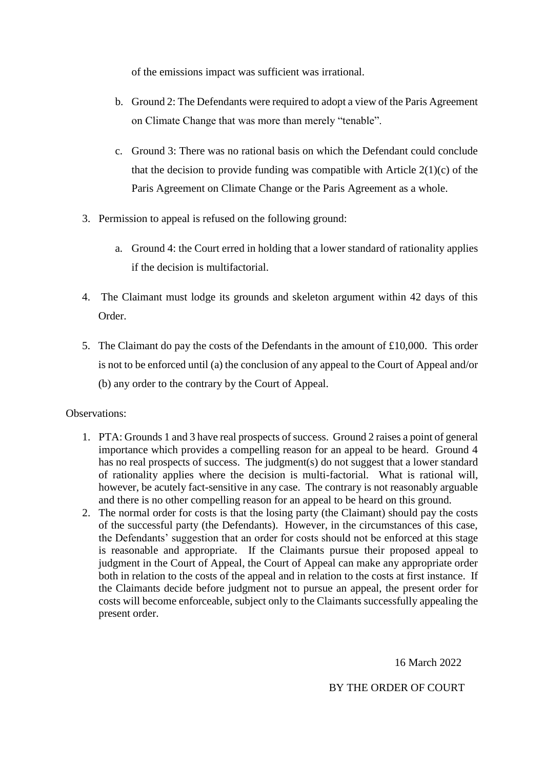of the emissions impact was sufficient was irrational.

   b. Ground 2: The Defendants were required to adopt a view of the Paris Agreement on Climate Change that was more than merely "tenable".

   c. Ground 3: There was no rational basis on which the Defendant could conclude that the decision to provide funding was compatible with Article 2(1)(c) of the Paris Agreement on Climate Change or the Paris Agreement as a whole.

3. Permission to appeal is refused on the following ground:

   a. Ground 4: the Court erred in holding that a lower standard of rationality applies if the decision is multifactorial.

4. The Claimant must lodge its grounds and skeleton argument within 42 days of this Order.

5. The Claimant do pay the costs of the Defendants in the amount of £10,000. This order is not to be enforced until (a) the conclusion of any appeal to the Court of Appeal and/or (b) any order to the contrary by the Court of Appeal.

Observations:

1. PTA: Grounds 1 and 3 have real prospects of success. Ground 2 raises a point of general importance which provides a compelling reason for an appeal to be heard. Ground 4 has no real prospects of success. The judgment(s) do not suggest that a lower standard of rationality applies where the decision is multi-factorial. What is rational will, however, be acutely fact-sensitive in any case. The contrary is not reasonably arguable and there is no other compelling reason for an appeal to be heard on this ground.
2. The normal order for costs is that the losing party (the Claimant) should pay the costs of the successful party (the Defendants). However, in the circumstances of this case, the Defendants' suggestion that an order for costs should not be enforced at this stage is reasonable and appropriate. If the Claimants pursue their proposed appeal to judgment in the Court of Appeal, the Court of Appeal can make any appropriate order both in relation to the costs of the appeal and in relation to the costs at first instance. If the Claimants decide before judgment not to pursue an appeal, the present order for costs will become enforceable, subject only to the Claimants successfully appealing the present order.

16 March 2022

BY THE ORDER OF COURT